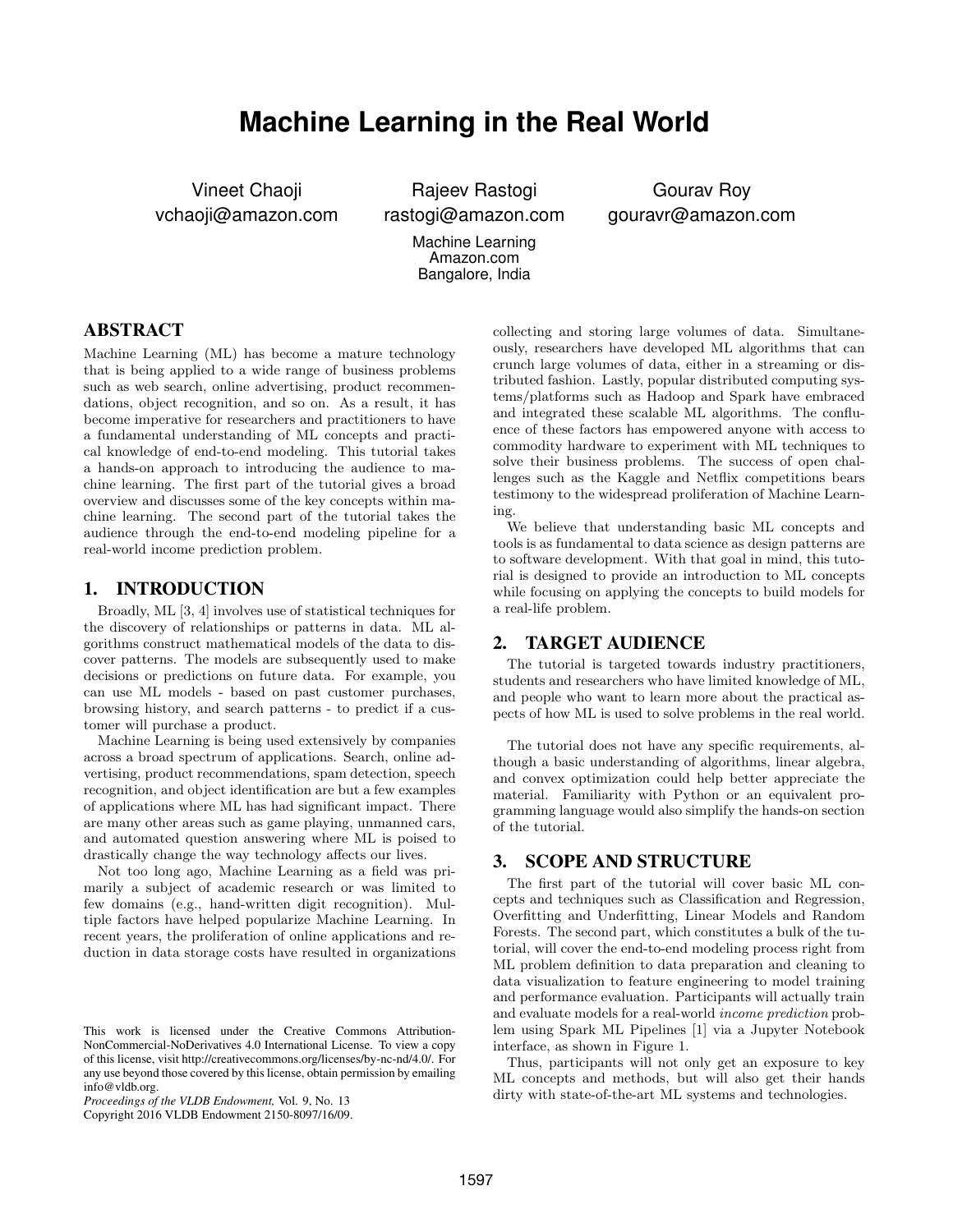# Machine Learning in the Real World

Vineet Chaoji
vchaoji@amazon.com

Rajeev Rastogi
rastogi@amazon.com

Gourav Roy
gouravr@amazon.com

Machine Learning
Amazon.com
Bangalore, India

## ABSTRACT

Machine Learning (ML) has become a mature technology that is being applied to a wide range of business problems such as web search, online advertising, product recommendations, object recognition, and so on. As a result, it has become imperative for researchers and practitioners to have a fundamental understanding of ML concepts and practical knowledge of end-to-end modeling. This tutorial takes a hands-on approach to introducing the audience to machine learning. The first part of the tutorial gives a broad overview and discusses some of the key concepts within machine learning. The second part of the tutorial takes the audience through the end-to-end modeling pipeline for a real-world income prediction problem.

## 1. INTRODUCTION

Broadly, ML [3, 4] involves use of statistical techniques for the discovery of relationships or patterns in data. ML algorithms construct mathematical models of the data to discover patterns. The models are subsequently used to make decisions or predictions on future data. For example, you can use ML models - based on past customer purchases, browsing history, and search patterns - to predict if a customer will purchase a product.

Machine Learning is being used extensively by companies across a broad spectrum of applications. Search, online advertising, product recommendations, spam detection, speech recognition, and object identification are but a few examples of applications where ML has had significant impact. There are many other areas such as game playing, unmanned cars, and automated question answering where ML is poised to drastically change the way technology affects our lives.

Not too long ago, Machine Learning as a field was primarily a subject of academic research or was limited to few domains (e.g., hand-written digit recognition). Multiple factors have helped popularize Machine Learning. In recent years, the proliferation of online applications and reduction in data storage costs have resulted in organizations collecting and storing large volumes of data. Simultaneously, researchers have developed ML algorithms that can crunch large volumes of data, either in a streaming or distributed fashion. Lastly, popular distributed computing systems/platforms such as Hadoop and Spark have embraced and integrated these scalable ML algorithms. The confluence of these factors has empowered anyone with access to commodity hardware to experiment with ML techniques to solve their business problems. The success of open challenges such as the Kaggle and Netflix competitions bears testimony to the widespread proliferation of Machine Learning.

We believe that understanding basic ML concepts and tools is as fundamental to data science as design patterns are to software development. With that goal in mind, this tutorial is designed to provide an introduction to ML concepts while focusing on applying the concepts to build models for a real-life problem.

## 2. TARGET AUDIENCE

The tutorial is targeted towards industry practitioners, students and researchers who have limited knowledge of ML, and people who want to learn more about the practical aspects of how ML is used to solve problems in the real world.

The tutorial does not have any specific requirements, although a basic understanding of algorithms, linear algebra, and convex optimization could help better appreciate the material. Familiarity with Python or an equivalent programming language would also simplify the hands-on section of the tutorial.

## 3. SCOPE AND STRUCTURE

The first part of the tutorial will cover basic ML concepts and techniques such as Classification and Regression, Overfitting and Underfitting, Linear Models and Random Forests. The second part, which constitutes a bulk of the tutorial, will cover the end-to-end modeling process right from ML problem definition to data preparation and cleaning to data visualization to feature engineering to model training and performance evaluation. Participants will actually train and evaluate models for a real-world *income prediction* problem using Spark ML Pipelines [1] via a Jupyter Notebook interface, as shown in Figure 1.

Thus, participants will not only get an exposure to key ML concepts and methods, but will also get their hands dirty with state-of-the-art ML systems and technologies.

This work is licensed under the Creative Commons Attribution-NonCommercial-NoDerivatives 4.0 International License. To view a copy of this license, visit http://creativecommons.org/licenses/by-nc-nd/4.0/. For any use beyond those covered by this license, obtain permission by emailing info@vldb.org.

*Proceedings of the VLDB Endowment,* Vol. 9, No. 13
Copyright 2016 VLDB Endowment 2150-8097/16/09.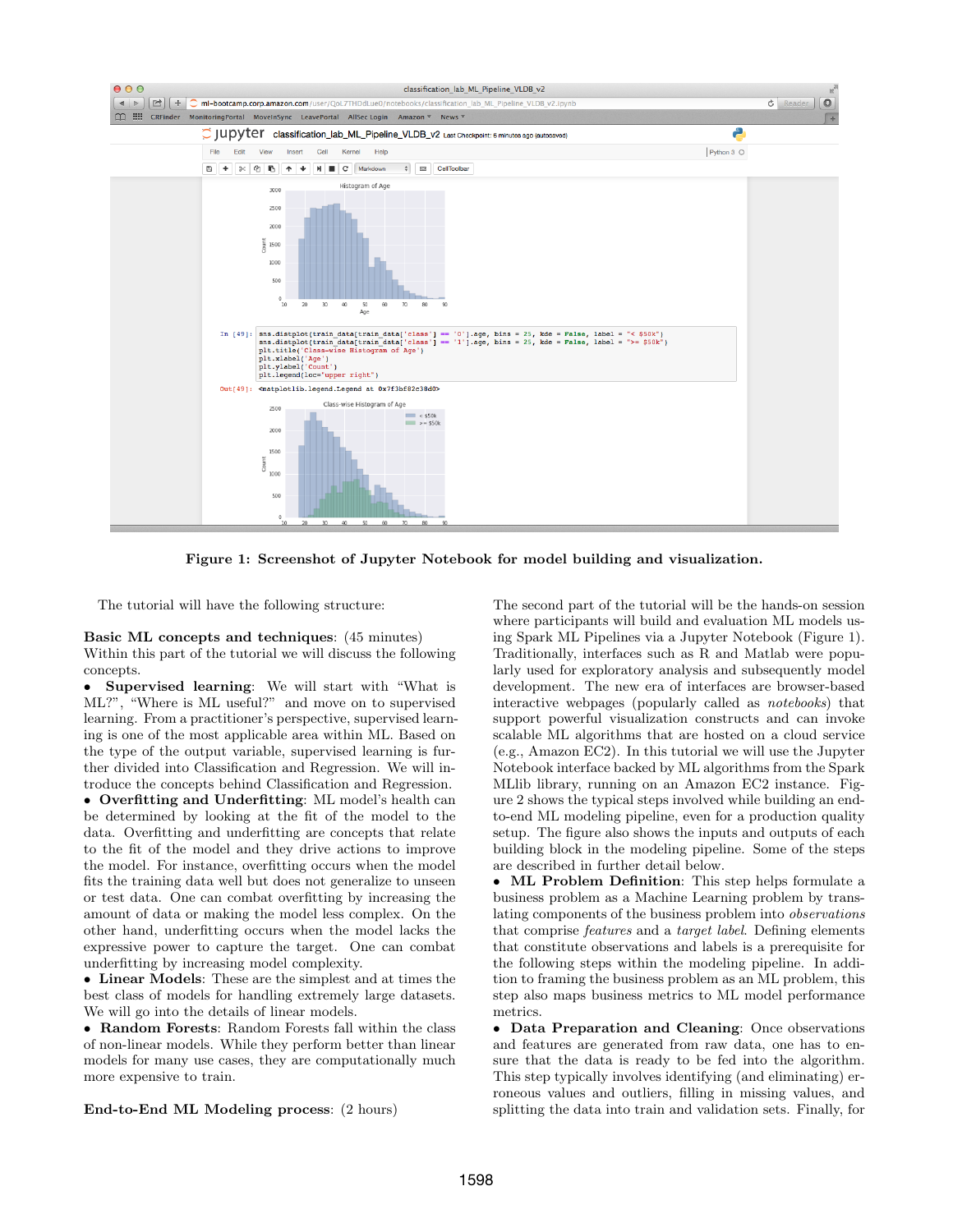Histogram of Age

3000
2500
2000
1500
1000
500
0

Count

10 20 30 40 50 60 70 80 90

Age

```
In [49]: sns.distplot(train_data[train_data['class'] == '0'].age, bins = 25, kde = False, label = "< $50k")
         sns.distplot(train_data[train_data['class'] == '1'].age, bins = 25, kde = False, label = ">= $50k")
         plt.title('Class-wise Histogram of Age')
         plt.xlabel('Age')
         plt.ylabel('Count')
         plt.legend(loc='upper right')

Out[49]: <matplotlib.legend.Legend at 0x7f3bf82c38d0>
```

Class-wise Histogram of Age

< $50k
>= $50k

2500
2000
1500
1000
500
0

Count

10 20 30 40 50 60 70 80 90

**Figure 1: Screenshot of Jupyter Notebook for model building and visualization.**

The tutorial will have the following structure:

**Basic ML concepts and techniques**: (45 minutes)
Within this part of the tutorial we will discuss the following concepts.

- **Supervised learning**: We will start with "What is ML?", "Where is ML useful?" and move on to supervised learning. From a practitioner's perspective, supervised learning is one of the most applicable area within ML. Based on the type of the output variable, supervised learning is further divided into Classification and Regression. We will introduce the concepts behind Classification and Regression.
- **Overfitting and Underfitting**: ML model's health can be determined by looking at the fit of the model to the data. Overfitting and underfitting are concepts that relate to the fit of the model and they drive actions to improve the model. For instance, overfitting occurs when the model fits the training data well but does not generalize to unseen or test data. One can combat overfitting by increasing the amount of data or making the model less complex. On the other hand, underfitting occurs when the model lacks the expressive power to capture the target. One can combat underfitting by increasing model complexity.
- **Linear Models**: These are the simplest and at times the best class of models for handling extremely large datasets. We will go into the details of linear models.
- **Random Forests**: Random Forests fall within the class of non-linear models. While they perform better than linear models for many use cases, they are computationally much more expensive to train.

**End-to-End ML Modeling process**: (2 hours)
The second part of the tutorial will be the hands-on session where participants will build and evaluation ML models using Spark ML Pipelines via a Jupyter Notebook (Figure 1). Traditionally, interfaces such as R and Matlab were popularly used for exploratory analysis and subsequently model development. The new era of interfaces are browser-based interactive webpages (popularly called as *notebooks*) that support powerful visualization constructs and can invoke scalable ML algorithms that are hosted on a cloud service (e.g., Amazon EC2). In this tutorial we will use the Jupyter Notebook interface backed by ML algorithms from the Spark MLlib library, running on an Amazon EC2 instance. Figure 2 shows the typical steps involved while building an end-to-end ML modeling pipeline, even for a production quality setup. The figure also shows the inputs and outputs of each building block in the modeling pipeline. Some of the steps are described in further detail below.

- **ML Problem Definition**: This step helps formulate a business problem as a Machine Learning problem by translating components of the business problem into *observations* that comprise *features* and a *target label*. Defining elements that constitute observations and labels is a prerequisite for the following steps within the modeling pipeline. In addition to framing the business problem as an ML problem, this step also maps business metrics to ML model performance metrics.
- **Data Preparation and Cleaning**: Once observations and features are generated from raw data, one has to ensure that the data is ready to be fed into the algorithm. This step typically involves identifying (and eliminating) erroneous values and outliers, filling in missing values, and splitting the data into train and validation sets. Finally, for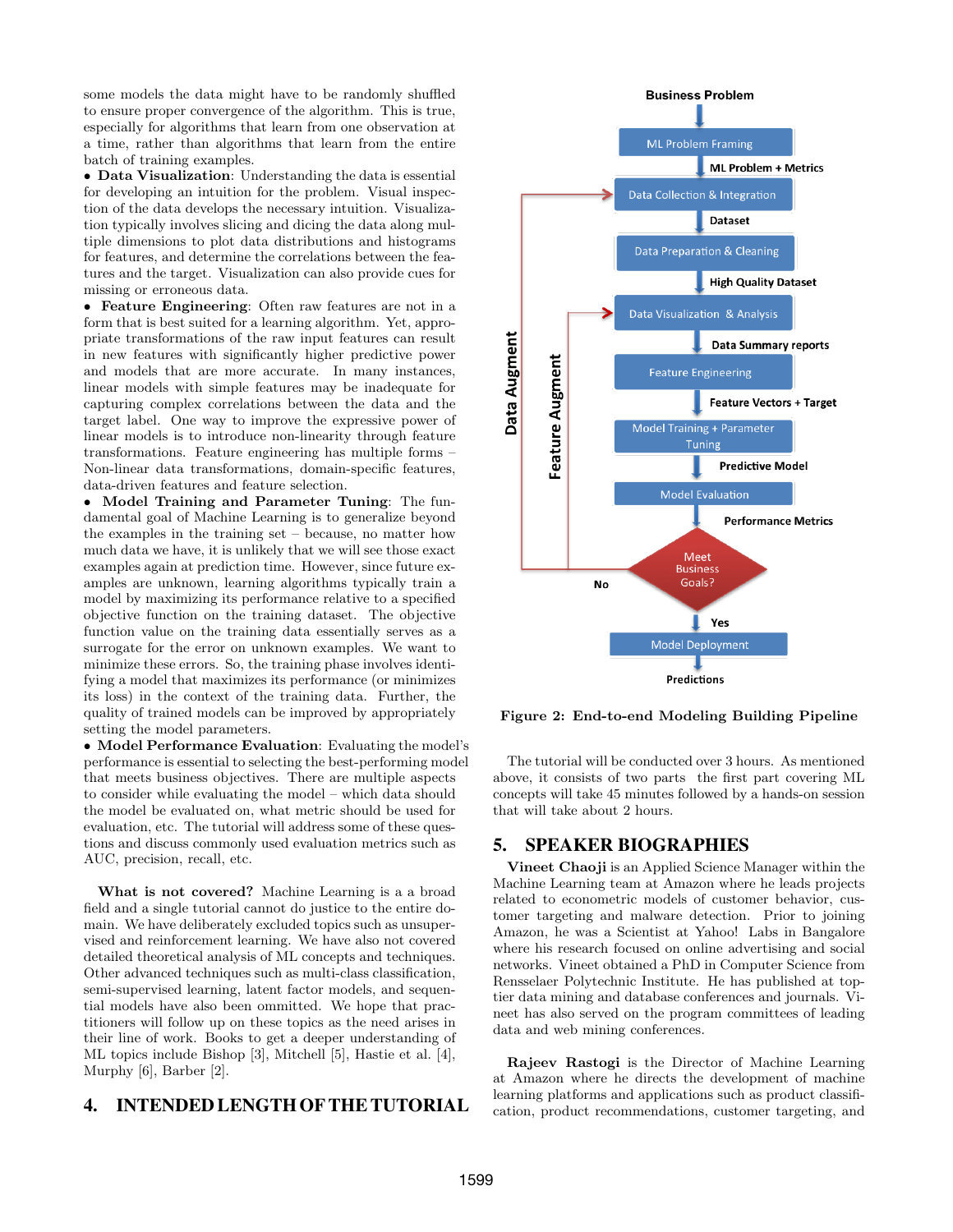some models the data might have to be randomly shuffled to ensure proper convergence of the algorithm. This is true, especially for algorithms that learn from one observation at a time, rather than algorithms that learn from the entire batch of training examples.

- **Data Visualization**: Understanding the data is essential for developing an intuition for the problem. Visual inspection of the data develops the necessary intuition. Visualization typically involves slicing and dicing the data along multiple dimensions to plot data distributions and histograms for features, and determine the correlations between the features and the target. Visualization can also provide cues for missing or erroneous data.
- **Feature Engineering**: Often raw features are not in a form that is best suited for a learning algorithm. Yet, appropriate transformations of the raw input features can result in new features with significantly higher predictive power and models that are more accurate. In many instances, linear models with simple features may be inadequate for capturing complex correlations between the data and the target label. One way to improve the expressive power of linear models is to introduce non-linearity through feature transformations. Feature engineering has multiple forms – Non-linear data transformations, domain-specific features, data-driven features and feature selection.
- **Model Training and Parameter Tuning**: The fundamental goal of Machine Learning is to generalize beyond the examples in the training set – because, no matter how much data we have, it is unlikely that we will see those exact examples again at prediction time. However, since future examples are unknown, learning algorithms typically train a model by maximizing its performance relative to a specified objective function on the training dataset. The objective function value on the training data essentially serves as a surrogate for the error on unknown examples. We want to minimize these errors. So, the training phase involves identifying a model that maximizes its performance (or minimizes its loss) in the context of the training data. Further, the quality of trained models can be improved by appropriately setting the model parameters.
- **Model Performance Evaluation**: Evaluating the model's performance is essential to selecting the best-performing model that meets business objectives. There are multiple aspects to consider while evaluating the model – which data should the model be evaluated on, what metric should be used for evaluation, etc. The tutorial will address some of these questions and discuss commonly used evaluation metrics such as AUC, precision, recall, etc.

**What is not covered?** Machine Learning is a a broad field and a single tutorial cannot do justice to the entire domain. We have deliberately excluded topics such as unsupervised and reinforcement learning. We have also not covered detailed theoretical analysis of ML concepts and techniques. Other advanced techniques such as multi-class classification, semi-supervised learning, latent factor models, and sequential models have also been ommitted. We hope that practitioners will follow up on these topics as the need arises in their line of work. Books to get a deeper understanding of ML topics include Bishop [3], Mitchell [5], Hastie et al. [4], Murphy [6], Barber [2].

Business Problem
ML Problem Framing
ML Problem + Metrics
Data Collection & Integration
Dataset
Data Preparation & Cleaning
High Quality Dataset
Data Visualization & Analysis
Data Summary reports
Feature Engineering
Feature Vectors + Target
Model Training + Parameter Tuning
Predictive Model
Model Evaluation
Performance Metrics
Meet Business Goals?
No
Yes
Model Deployment
Predictions
Data Augment
Feature Augment

**Figure 2: End-to-end Modeling Building Pipeline**

# 4. INTENDED LENGTH OF THE TUTORIAL

The tutorial will be conducted over 3 hours. As mentioned above, it consists of two parts the first part covering ML concepts will take 45 minutes followed by a hands-on session that will take about 2 hours.

# 5. SPEAKER BIOGRAPHIES

**Vineet Chaoji** is an Applied Science Manager within the Machine Learning team at Amazon where he leads projects related to econometric models of customer behavior, customer targeting and malware detection. Prior to joining Amazon, he was a Scientist at Yahoo! Labs in Bangalore where his research focused on online advertising and social networks. Vineet obtained a PhD in Computer Science from Rensselaer Polytechnic Institute. He has published at top-tier data mining and database conferences and journals. Vineet has also served on the program committees of leading data and web mining conferences.

**Rajeev Rastogi** is the Director of Machine Learning at Amazon where he directs the development of machine learning platforms and applications such as product classification, product recommendations, customer targeting, and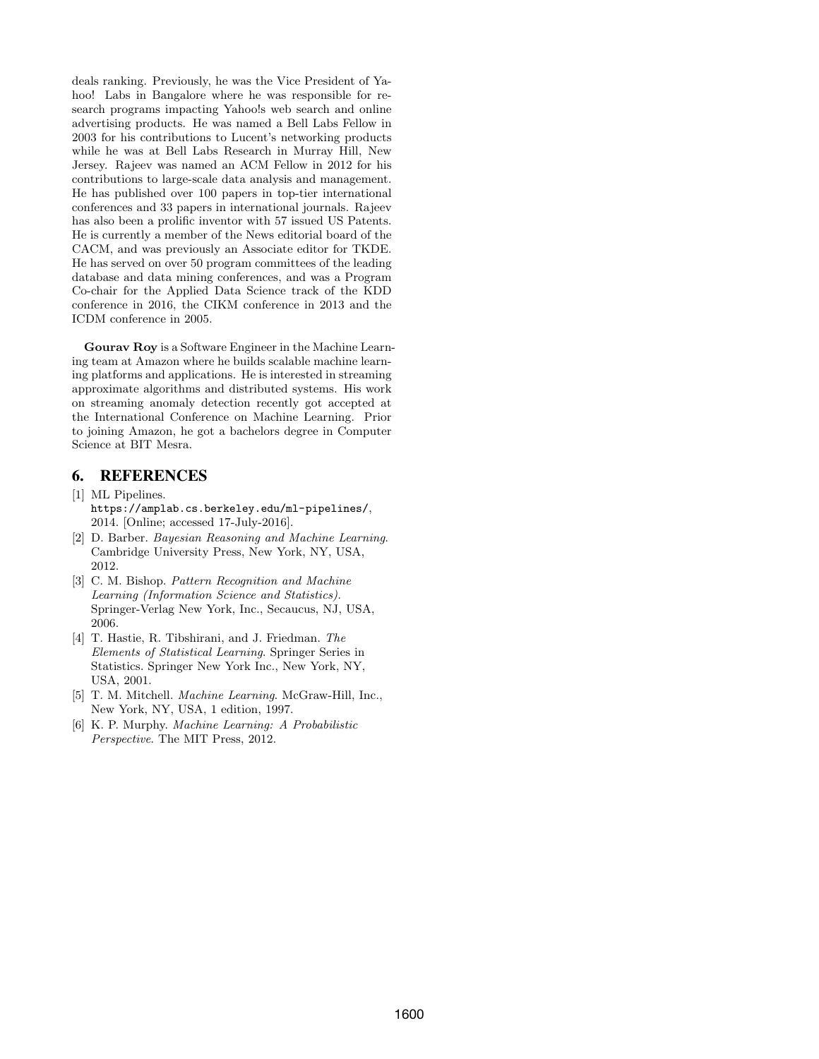deals ranking. Previously, he was the Vice President of Yahoo! Labs in Bangalore where he was responsible for research programs impacting Yahoo!s web search and online advertising products. He was named a Bell Labs Fellow in 2003 for his contributions to Lucent's networking products while he was at Bell Labs Research in Murray Hill, New Jersey. Rajeev was named an ACM Fellow in 2012 for his contributions to large-scale data analysis and management. He has published over 100 papers in top-tier international conferences and 33 papers in international journals. Rajeev has also been a prolific inventor with 57 issued US Patents. He is currently a member of the News editorial board of the CACM, and was previously an Associate editor for TKDE. He has served on over 50 program committees of the leading database and data mining conferences, and was a Program Co-chair for the Applied Data Science track of the KDD conference in 2016, the CIKM conference in 2013 and the ICDM conference in 2005.

**Gourav Roy** is a Software Engineer in the Machine Learning team at Amazon where he builds scalable machine learning platforms and applications. He is interested in streaming approximate algorithms and distributed systems. His work on streaming anomaly detection recently got accepted at the International Conference on Machine Learning. Prior to joining Amazon, he got a bachelors degree in Computer Science at BIT Mesra.

## 6. REFERENCES

[1] ML Pipelines. `https://amplab.cs.berkeley.edu/ml-pipelines/`, 2014. [Online; accessed 17-July-2016].

[2] D. Barber. *Bayesian Reasoning and Machine Learning*. Cambridge University Press, New York, NY, USA, 2012.

[3] C. M. Bishop. *Pattern Recognition and Machine Learning (Information Science and Statistics)*. Springer-Verlag New York, Inc., Secaucus, NJ, USA, 2006.

[4] T. Hastie, R. Tibshirani, and J. Friedman. *The Elements of Statistical Learning*. Springer Series in Statistics. Springer New York Inc., New York, NY, USA, 2001.

[5] T. M. Mitchell. *Machine Learning*. McGraw-Hill, Inc., New York, NY, USA, 1 edition, 1997.

[6] K. P. Murphy. *Machine Learning: A Probabilistic Perspective*. The MIT Press, 2012.